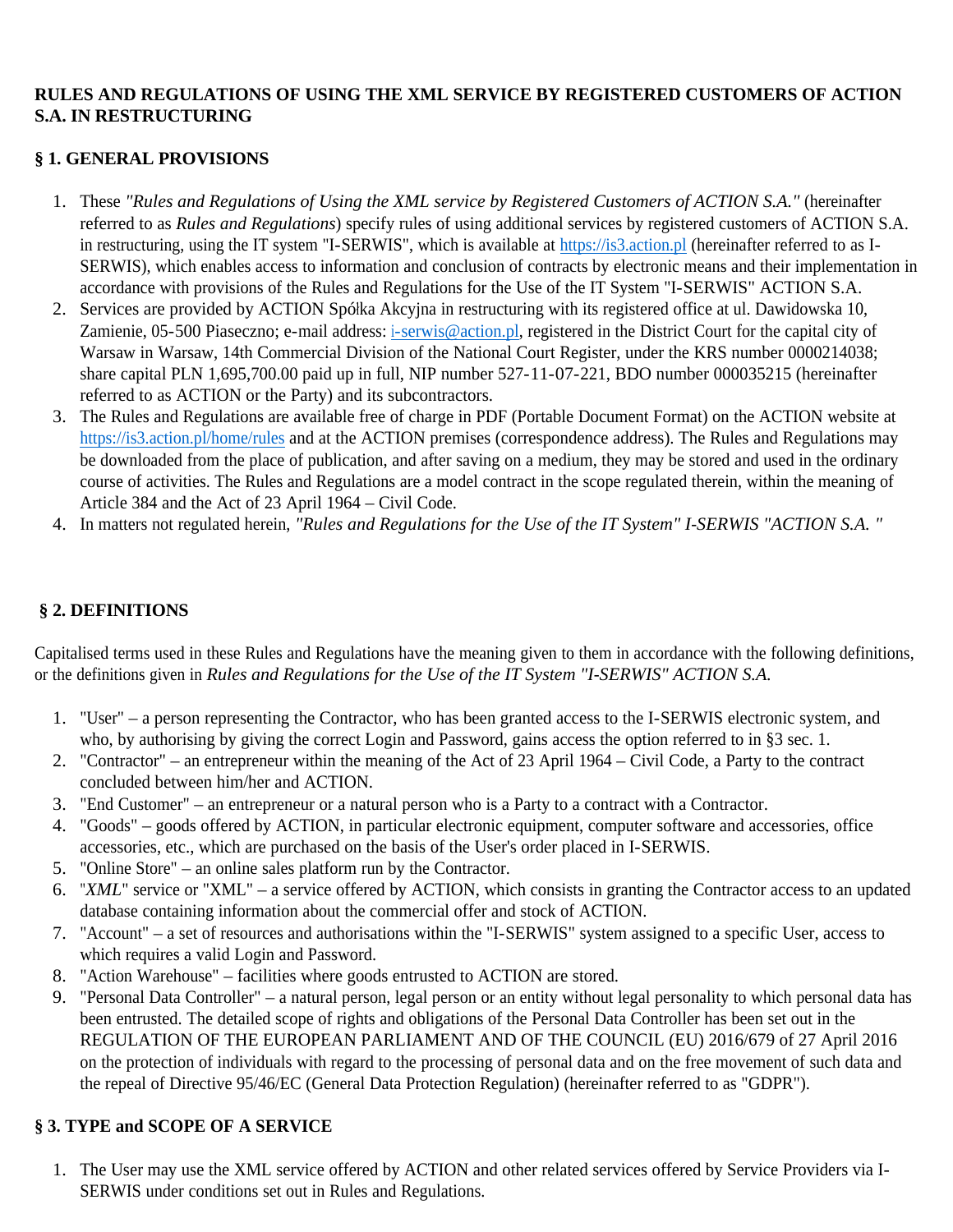**RULES AND REGULATIONS OF USING THE XML SERVICE BY REGISTERED CUSTOMERS OF ACTION S.A. IN RESTRUCTURING**

## § 1. GENERAL PROVISIONS

1. These *"Rules and Regulations of Using the XML service by Registered Customers of ACTION S.A."* (hereinafter referred to as *Rules and Regulations*) specify rules of using additional services by registered customers of ACTION S.A. in restructuring, using the IT system "I-SERWIS", which is available at https://is3.action.pl (hereinafter referred to as I-SERWIS), which enables access to information and conclusion of contracts by electronic means and their implementation in accordance with provisions of the Rules and Regulations for the Use of the IT System "I-SERWIS" ACTION S.A.
2. Services are provided by ACTION Spółka Akcyjna in restructuring with its registered office at ul. Dawidowska 10, Zamienie, 05-500 Piaseczno; e-mail address: i-serwis@action.pl, registered in the District Court for the capital city of Warsaw in Warsaw, 14th Commercial Division of the National Court Register, under the KRS number 0000214038; share capital PLN 1,695,700.00 paid up in full, NIP number 527-11-07-221, BDO number 000035215 (hereinafter referred to as ACTION or the Party) and its subcontractors.
3. The Rules and Regulations are available free of charge in PDF (Portable Document Format) on the ACTION website at https://is3.action.pl/home/rules and at the ACTION premises (correspondence address). The Rules and Regulations may be downloaded from the place of publication, and after saving on a medium, they may be stored and used in the ordinary course of activities. The Rules and Regulations are a model contract in the scope regulated therein, within the meaning of Article 384 and the Act of 23 April 1964 – Civil Code.
4. In matters not regulated herein, *"Rules and Regulations for the Use of the IT System" I-SERWIS "ACTION S.A. "*

## § 2. DEFINITIONS

Capitalised terms used in these Rules and Regulations have the meaning given to them in accordance with the following definitions, or the definitions given in *Rules and Regulations for the Use of the IT System "I-SERWIS" ACTION S.A.*

1. "User" – a person representing the Contractor, who has been granted access to the I-SERWIS electronic system, and who, by authorising by giving the correct Login and Password, gains access the option referred to in §3 sec. 1.
2. "Contractor" – an entrepreneur within the meaning of the Act of 23 April 1964 – Civil Code, a Party to the contract concluded between him/her and ACTION.
3. "End Customer" – an entrepreneur or a natural person who is a Party to a contract with a Contractor.
4. "Goods" – goods offered by ACTION, in particular electronic equipment, computer software and accessories, office accessories, etc., which are purchased on the basis of the User's order placed in I-SERWIS.
5. "Online Store" – an online sales platform run by the Contractor.
6. "*XML*" service or "XML" – a service offered by ACTION, which consists in granting the Contractor access to an updated database containing information about the commercial offer and stock of ACTION.
7. "Account" – a set of resources and authorisations within the "I-SERWIS" system assigned to a specific User, access to which requires a valid Login and Password.
8. "Action Warehouse" – facilities where goods entrusted to ACTION are stored.
9. "Personal Data Controller" – a natural person, legal person or an entity without legal personality to which personal data has been entrusted. The detailed scope of rights and obligations of the Personal Data Controller has been set out in the REGULATION OF THE EUROPEAN PARLIAMENT AND OF THE COUNCIL (EU) 2016/679 of 27 April 2016 on the protection of individuals with regard to the processing of personal data and on the free movement of such data and the repeal of Directive 95/46/EC (General Data Protection Regulation) (hereinafter referred to as "GDPR").

## § 3. TYPE and SCOPE OF A SERVICE

1. The User may use the XML service offered by ACTION and other related services offered by Service Providers via I-SERWIS under conditions set out in Rules and Regulations.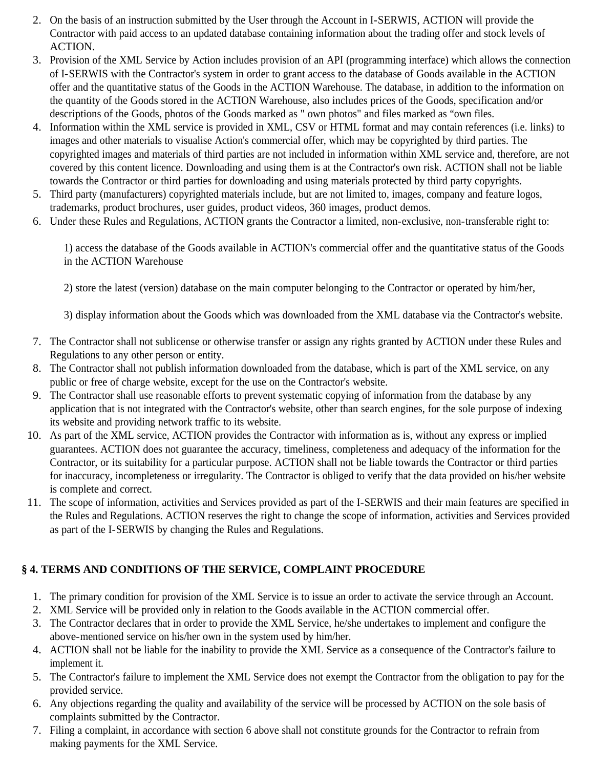2. On the basis of an instruction submitted by the User through the Account in I-SERWIS, ACTION will provide the Contractor with paid access to an updated database containing information about the trading offer and stock levels of ACTION.
3. Provision of the XML Service by Action includes provision of an API (programming interface) which allows the connection of I-SERWIS with the Contractor's system in order to grant access to the database of Goods available in the ACTION offer and the quantitative status of the Goods in the ACTION Warehouse. The database, in addition to the information on the quantity of the Goods stored in the ACTION Warehouse, also includes prices of the Goods, specification and/or descriptions of the Goods, photos of the Goods marked as " own photos" and files marked as “own files.
4. Information within the XML service is provided in XML, CSV or HTML format and may contain references (i.e. links) to images and other materials to visualise Action's commercial offer, which may be copyrighted by third parties. The copyrighted images and materials of third parties are not included in information within XML service and, therefore, are not covered by this content licence. Downloading and using them is at the Contractor's own risk. ACTION shall not be liable towards the Contractor or third parties for downloading and using materials protected by third party copyrights.
5. Third party (manufacturers) copyrighted materials include, but are not limited to, images, company and feature logos, trademarks, product brochures, user guides, product videos, 360 images, product demos.
6. Under these Rules and Regulations, ACTION grants the Contractor a limited, non-exclusive, non-transferable right to:

   1) access the database of the Goods available in ACTION's commercial offer and the quantitative status of the Goods in the ACTION Warehouse

   2) store the latest (version) database on the main computer belonging to the Contractor or operated by him/her,

   3) display information about the Goods which was downloaded from the XML database via the Contractor's website.

7. The Contractor shall not sublicense or otherwise transfer or assign any rights granted by ACTION under these Rules and Regulations to any other person or entity.
8. The Contractor shall not publish information downloaded from the database, which is part of the XML service, on any public or free of charge website, except for the use on the Contractor's website.
9. The Contractor shall use reasonable efforts to prevent systematic copying of information from the database by any application that is not integrated with the Contractor's website, other than search engines, for the sole purpose of indexing its website and providing network traffic to its website.
10. As part of the XML service, ACTION provides the Contractor with information as is, without any express or implied guarantees. ACTION does not guarantee the accuracy, timeliness, completeness and adequacy of the information for the Contractor, or its suitability for a particular purpose. ACTION shall not be liable towards the Contractor or third parties for inaccuracy, incompleteness or irregularity. The Contractor is obliged to verify that the data provided on his/her website is complete and correct.
11. The scope of information, activities and Services provided as part of the I-SERWIS and their main features are specified in the Rules and Regulations. ACTION reserves the right to change the scope of information, activities and Services provided as part of the I-SERWIS by changing the Rules and Regulations.

## § 4. TERMS AND CONDITIONS OF THE SERVICE, COMPLAINT PROCEDURE

1. The primary condition for provision of the XML Service is to issue an order to activate the service through an Account.
2. XML Service will be provided only in relation to the Goods available in the ACTION commercial offer.
3. The Contractor declares that in order to provide the XML Service, he/she undertakes to implement and configure the above-mentioned service on his/her own in the system used by him/her.
4. ACTION shall not be liable for the inability to provide the XML Service as a consequence of the Contractor's failure to implement it.
5. The Contractor's failure to implement the XML Service does not exempt the Contractor from the obligation to pay for the provided service.
6. Any objections regarding the quality and availability of the service will be processed by ACTION on the sole basis of complaints submitted by the Contractor.
7. Filing a complaint, in accordance with section 6 above shall not constitute grounds for the Contractor to refrain from making payments for the XML Service.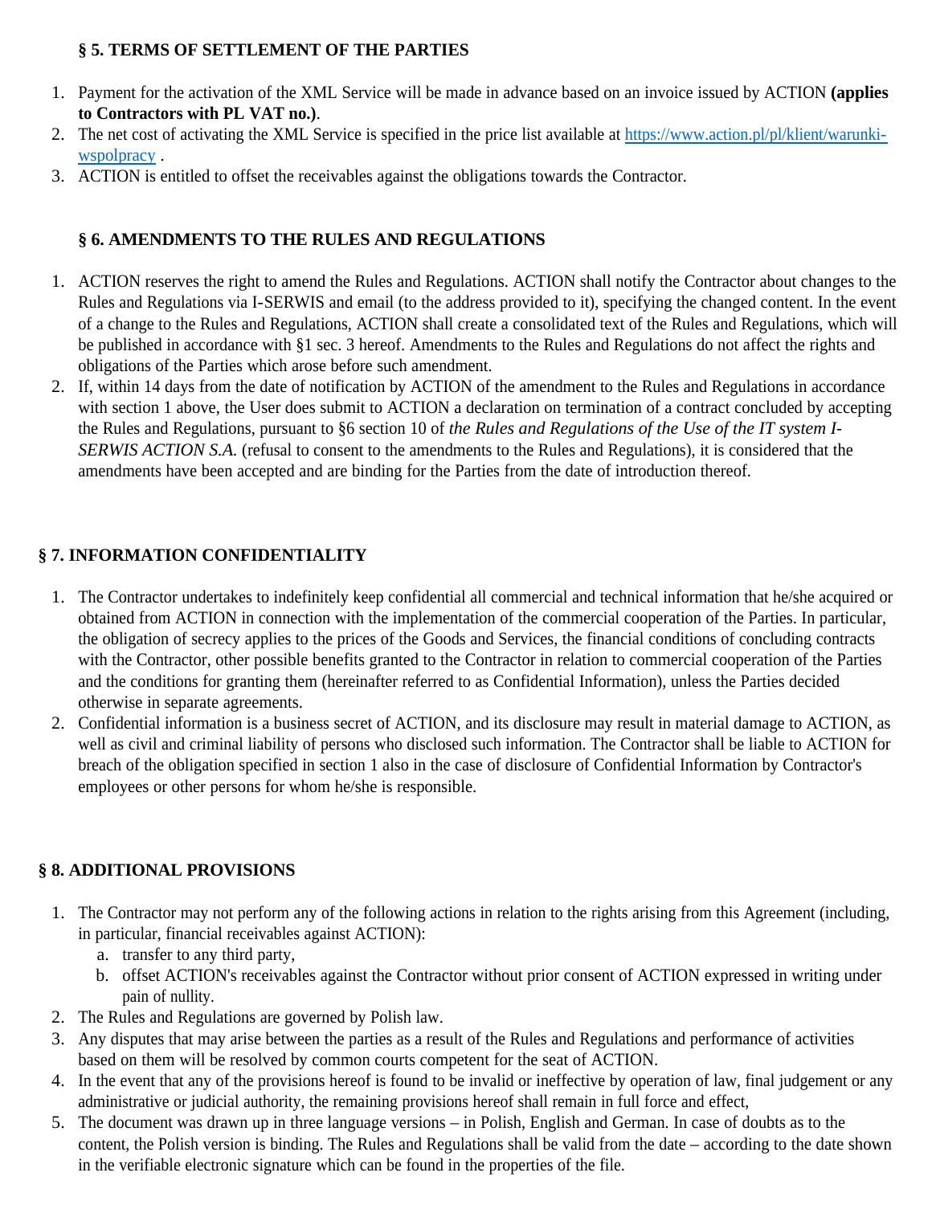### § 5. TERMS OF SETTLEMENT OF THE PARTIES

1. Payment for the activation of the XML Service will be made in advance based on an invoice issued by ACTION **(applies to Contractors with PL VAT no.)**.
2. The net cost of activating the XML Service is specified in the price list available at [https://www.action.pl/pl/klient/warunki-wspolpracy](https://www.action.pl/pl/klient/warunki-wspolpracy) .
3. ACTION is entitled to offset the receivables against the obligations towards the Contractor.

### § 6. AMENDMENTS TO THE RULES AND REGULATIONS

1. ACTION reserves the right to amend the Rules and Regulations. ACTION shall notify the Contractor about changes to the Rules and Regulations via I-SERWIS and email (to the address provided to it), specifying the changed content. In the event of a change to the Rules and Regulations, ACTION shall create a consolidated text of the Rules and Regulations, which will be published in accordance with §1 sec. 3 hereof. Amendments to the Rules and Regulations do not affect the rights and obligations of the Parties which arose before such amendment.
2. If, within 14 days from the date of notification by ACTION of the amendment to the Rules and Regulations in accordance with section 1 above, the User does submit to ACTION a declaration on termination of a contract concluded by accepting the Rules and Regulations, pursuant to §6 section 10 of *the Rules and Regulations of the Use of the IT system I-SERWIS ACTION S.A.* (refusal to consent to the amendments to the Rules and Regulations), it is considered that the amendments have been accepted and are binding for the Parties from the date of introduction thereof.

### § 7. INFORMATION CONFIDENTIALITY

1. The Contractor undertakes to indefinitely keep confidential all commercial and technical information that he/she acquired or obtained from ACTION in connection with the implementation of the commercial cooperation of the Parties. In particular, the obligation of secrecy applies to the prices of the Goods and Services, the financial conditions of concluding contracts with the Contractor, other possible benefits granted to the Contractor in relation to commercial cooperation of the Parties and the conditions for granting them (hereinafter referred to as Confidential Information), unless the Parties decided otherwise in separate agreements.
2. Confidential information is a business secret of ACTION, and its disclosure may result in material damage to ACTION, as well as civil and criminal liability of persons who disclosed such information. The Contractor shall be liable to ACTION for breach of the obligation specified in section 1 also in the case of disclosure of Confidential Information by Contractor's employees or other persons for whom he/she is responsible.

### § 8. ADDITIONAL PROVISIONS

1. The Contractor may not perform any of the following actions in relation to the rights arising from this Agreement (including, in particular, financial receivables against ACTION):
   a. transfer to any third party,
   b. offset ACTION's receivables against the Contractor without prior consent of ACTION expressed in writing under pain of nullity.
2. The Rules and Regulations are governed by Polish law.
3. Any disputes that may arise between the parties as a result of the Rules and Regulations and performance of activities based on them will be resolved by common courts competent for the seat of ACTION.
4. In the event that any of the provisions hereof is found to be invalid or ineffective by operation of law, final judgement or any administrative or judicial authority, the remaining provisions hereof shall remain in full force and effect,
5. The document was drawn up in three language versions – in Polish, English and German. In case of doubts as to the content, the Polish version is binding. The Rules and Regulations shall be valid from the date – according to the date shown in the verifiable electronic signature which can be found in the properties of the file.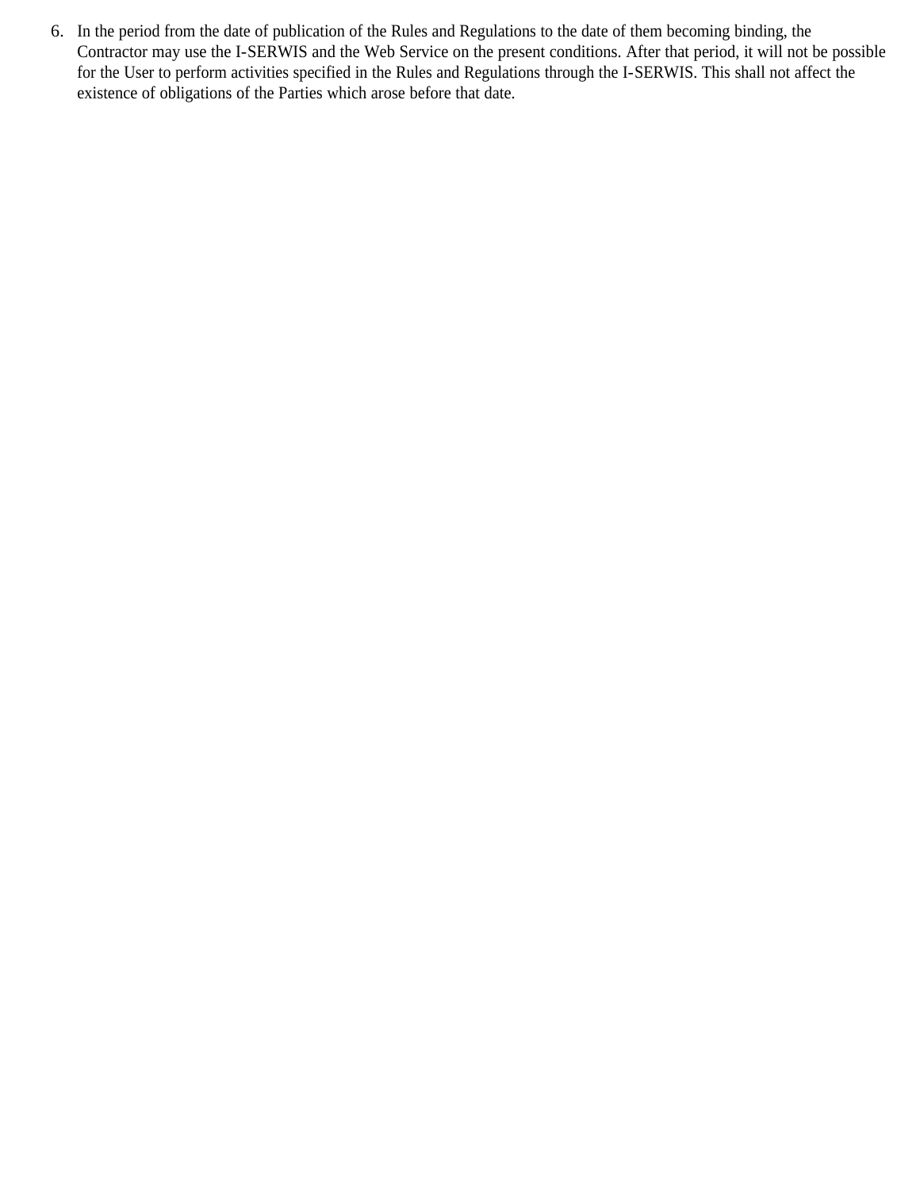6. In the period from the date of publication of the Rules and Regulations to the date of them becoming binding, the Contractor may use the I-SERWIS and the Web Service on the present conditions. After that period, it will not be possible for the User to perform activities specified in the Rules and Regulations through the I-SERWIS. This shall not affect the existence of obligations of the Parties which arose before that date.